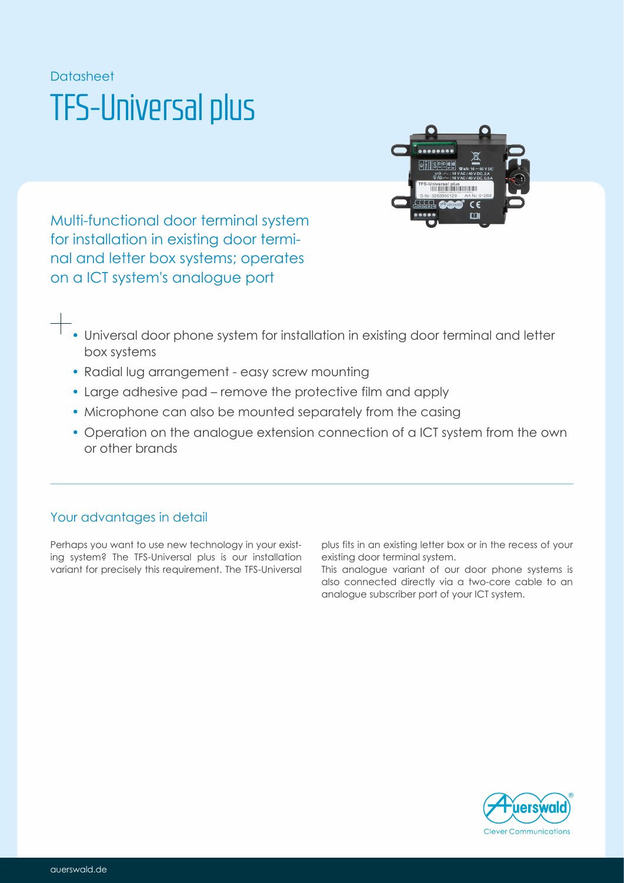Datasheet

# TFS-Universal plus

Multi-functional door terminal system for installation in existing door terminal and letter box systems; operates on a ICT system's analogue port

- Universal door phone system for installation in existing door terminal and letter box systems
- Radial lug arrangement - easy screw mounting
- Large adhesive pad – remove the protective film and apply
- Microphone can also be mounted separately from the casing
- Operation on the analogue extension connection of a ICT system from the own or other brands

## Your advantages in detail

Perhaps you want to use new technology in your existing system? The TFS-Universal plus is our installation variant for precisely this requirement. The TFS-Universal plus fits in an existing letter box or in the recess of your existing door terminal system.

This analogue variant of our door phone systems is also connected directly via a two-core cable to an analogue subscriber port of your ICT system.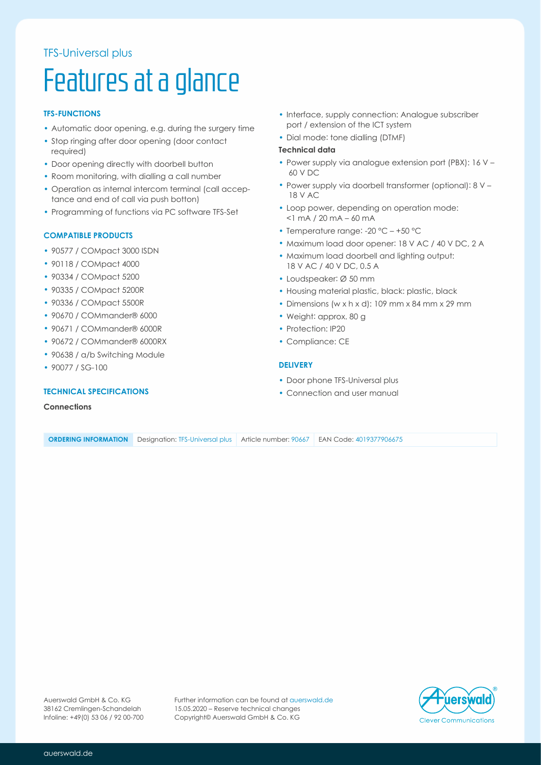TFS-Universal plus

# Features at a glance

### TFS-FUNCTIONS

- Automatic door opening, e.g. during the surgery time
- Stop ringing after door opening (door contact required)
- Door opening directly with doorbell button
- Room monitoring, with dialling a call number
- Operation as internal intercom terminal (call acceptance and end of call via push botton)
- Programming of functions via PC software TFS-Set

### COMPATIBLE PRODUCTS

- 90577 / COMpact 3000 ISDN
- 90118 / COMpact 4000
- 90334 / COMpact 5200
- 90335 / COMpact 5200R
- 90336 / COMpact 5500R
- 90670 / COMmander® 6000
- 90671 / COMmander® 6000R
- 90672 / COMmander® 6000RX
- 90638 / a/b Switching Module
- 90077 / SG-100

### TECHNICAL SPECIFICATIONS

**Connections**

- Interface, supply connection: Analogue subscriber port / extension of the ICT system
- Dial mode: tone dialling (DTMF)

**Technical data**

- Power supply via analogue extension port (PBX): 16 V – 60 V DC
- Power supply via doorbell transformer (optional): 8 V – 18 V AC
- Loop power, depending on operation mode: <1 mA / 20 mA – 60 mA
- Temperature range: -20 °C – +50 °C
- Maximum load door opener: 18 V AC / 40 V DC, 2 A
- Maximum load doorbell and lighting output: 18 V AC / 40 V DC, 0.5 A
- Loudspeaker: Ø 50 mm
- Housing material plastic, black: plastic, black
- Dimensions (w x h x d): 109 mm x 84 mm x 29 mm
- Weight: approx. 80 g
- Protection: IP20
- Compliance: CE

### DELIVERY

- Door phone TFS-Universal plus
- Connection and user manual

| | | | |
|---|---|---|---|
| **ORDERING INFORMATION** | Designation: TFS-Universal plus | Article number: 90667 | EAN Code: 4019377906675 |

Auerswald GmbH & Co. KG
38162 Cremlingen-Schandelah
Infoline: +49(0) 53 06 / 92 00-700

Further information can be found at auerswald.de
15.05.2020 – Reserve technical changes
Copyright© Auerswald GmbH & Co. KG